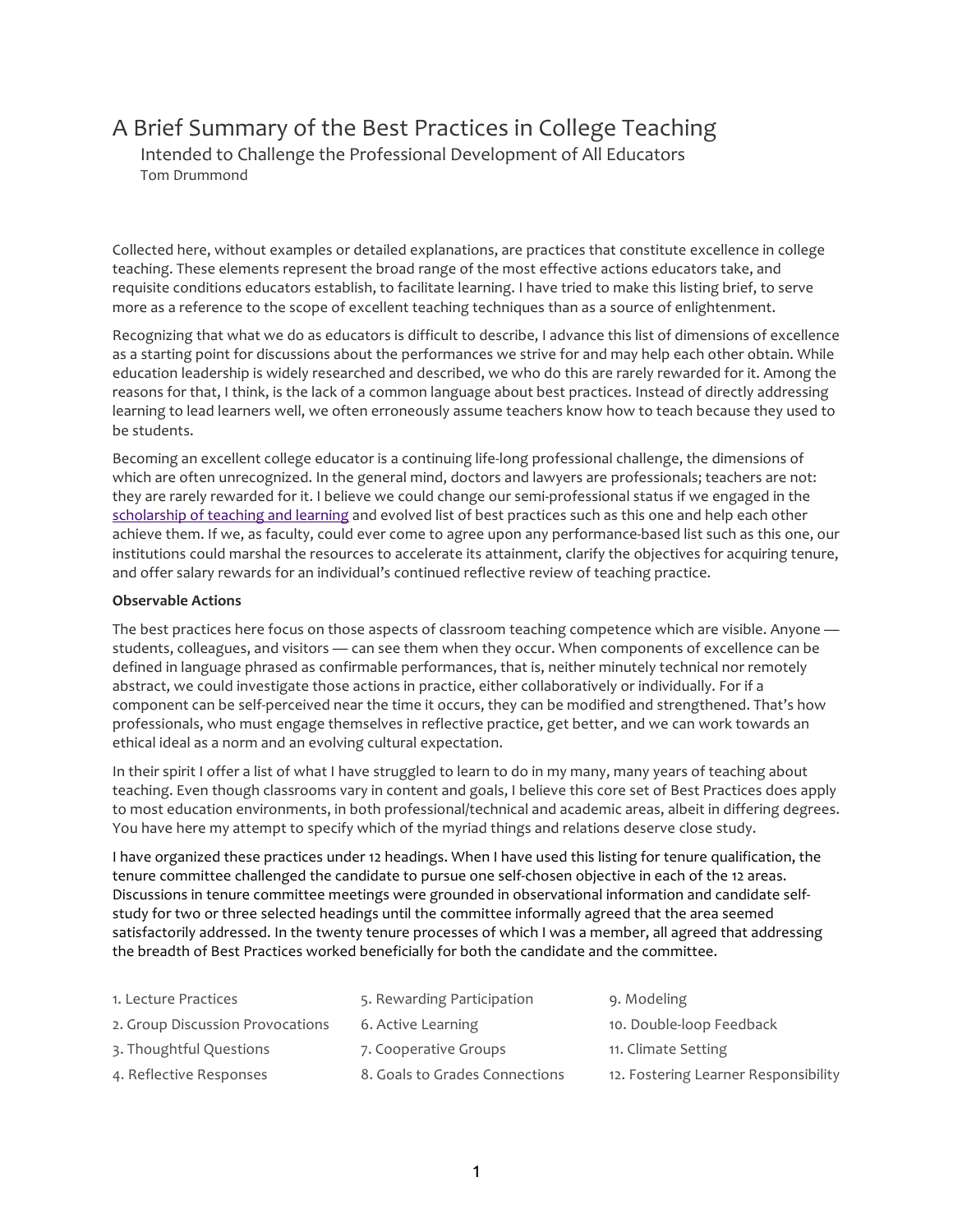# A Brief Summary of the Best Practices in College Teaching

## Intended to Challenge the Professional Development of All Educators

Tom Drummond

Collected here, without examples or detailed explanations, are practices that constitute excellence in college teaching. These elements represent the broad range of the most effective actions educators take, and requisite conditions educators establish, to facilitate learning. I have tried to make this listing brief, to serve more as a reference to the scope of excellent teaching techniques than as a source of enlightenment.

Recognizing that what we do as educators is difficult to describe, I advance this list of dimensions of excellence as a starting point for discussions about the performances we strive for and may help each other obtain. While education leadership is widely researched and described, we who do this are rarely rewarded for it. Among the reasons for that, I think, is the lack of a common language about best practices. Instead of directly addressing learning to lead learners well, we often erroneously assume teachers know how to teach because they used to be students.

Becoming an excellent college educator is a continuing life-long professional challenge, the dimensions of which are often unrecognized. In the general mind, doctors and lawyers are professionals; teachers are not: they are rarely rewarded for it. I believe we could change our semi-professional status if we engaged in the scholarship of teaching and learning and evolved list of best practices such as this one and help each other achieve them. If we, as faculty, could ever come to agree upon any performance-based list such as this one, our institutions could marshal the resources to accelerate its attainment, clarify the objectives for acquiring tenure, and offer salary rewards for an individual's continued reflective review of teaching practice.

**Observable Actions**

The best practices here focus on those aspects of classroom teaching competence which are visible. Anyone — students, colleagues, and visitors — can see them when they occur. When components of excellence can be defined in language phrased as confirmable performances, that is, neither minutely technical nor remotely abstract, we could investigate those actions in practice, either collaboratively or individually. For if a component can be self-perceived near the time it occurs, they can be modified and strengthened. That's how professionals, who must engage themselves in reflective practice, get better, and we can work towards an ethical ideal as a norm and an evolving cultural expectation.

In their spirit I offer a list of what I have struggled to learn to do in my many, many years of teaching about teaching. Even though classrooms vary in content and goals, I believe this core set of Best Practices does apply to most education environments, in both professional/technical and academic areas, albeit in differing degrees. You have here my attempt to specify which of the myriad things and relations deserve close study.

I have organized these practices under 12 headings. When I have used this listing for tenure qualification, the tenure committee challenged the candidate to pursue one self-chosen objective in each of the 12 areas. Discussions in tenure committee meetings were grounded in observational information and candidate self-study for two or three selected headings until the committee informally agreed that the area seemed satisfactorily addressed. In the twenty tenure processes of which I was a member, all agreed that addressing the breadth of Best Practices worked beneficially for both the candidate and the committee.

1. Lecture Practices
2. Group Discussion Provocations
3. Thoughtful Questions
4. Reflective Responses
5. Rewarding Participation
6. Active Learning
7. Cooperative Groups
8. Goals to Grades Connections
9. Modeling
10. Double-loop Feedback
11. Climate Setting
12. Fostering Learner Responsibility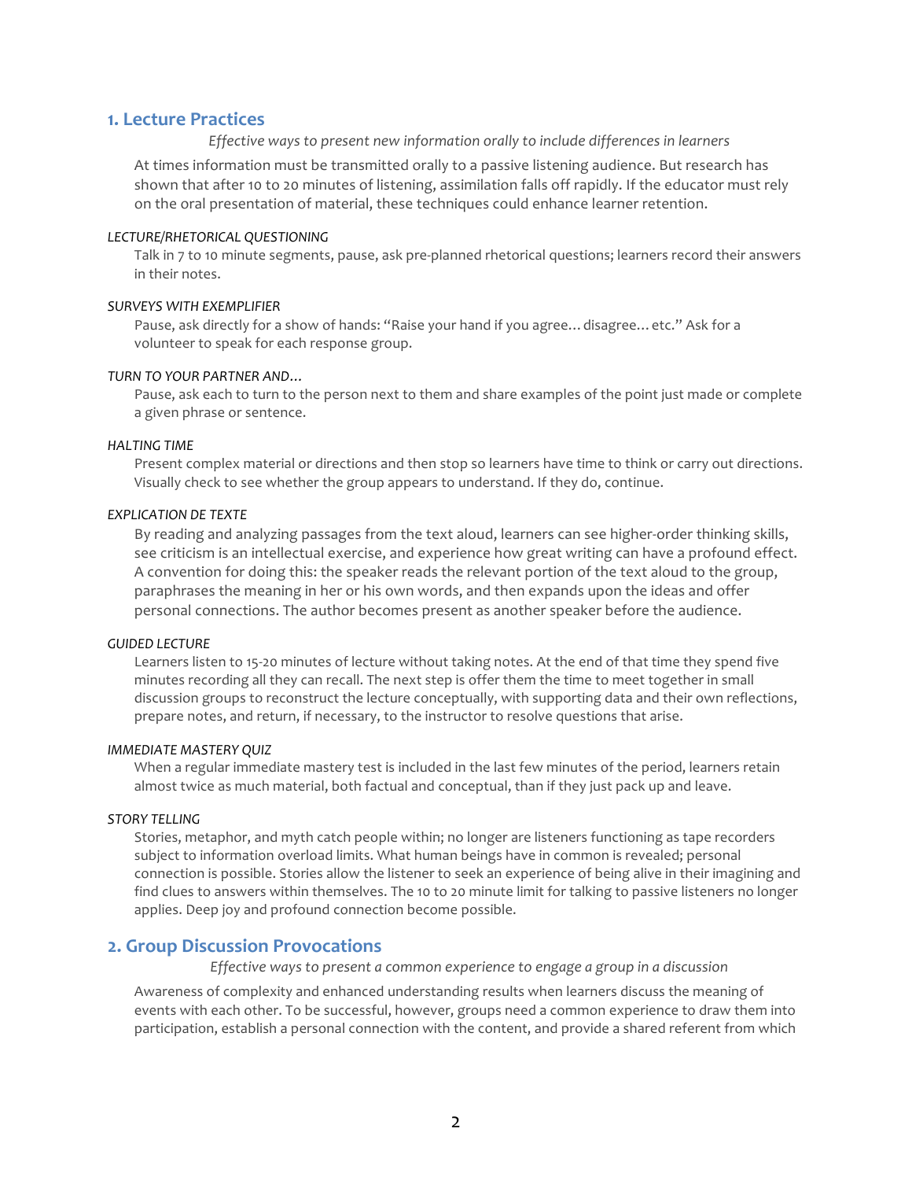## 1. Lecture Practices

*Effective ways to present new information orally to include differences in learners*

At times information must be transmitted orally to a passive listening audience. But research has shown that after 10 to 20 minutes of listening, assimilation falls off rapidly. If the educator must rely on the oral presentation of material, these techniques could enhance learner retention.

*LECTURE/RHETORICAL QUESTIONING*

Talk in 7 to 10 minute segments, pause, ask pre-planned rhetorical questions; learners record their answers in their notes.

*SURVEYS WITH EXEMPLIFIER*

Pause, ask directly for a show of hands: "Raise your hand if you agree… disagree… etc." Ask for a volunteer to speak for each response group.

*TURN TO YOUR PARTNER AND…*

Pause, ask each to turn to the person next to them and share examples of the point just made or complete a given phrase or sentence.

*HALTING TIME*

Present complex material or directions and then stop so learners have time to think or carry out directions. Visually check to see whether the group appears to understand. If they do, continue.

*EXPLICATION DE TEXTE*

By reading and analyzing passages from the text aloud, learners can see higher-order thinking skills, see criticism is an intellectual exercise, and experience how great writing can have a profound effect. A convention for doing this: the speaker reads the relevant portion of the text aloud to the group, paraphrases the meaning in her or his own words, and then expands upon the ideas and offer personal connections. The author becomes present as another speaker before the audience.

*GUIDED LECTURE*

Learners listen to 15-20 minutes of lecture without taking notes. At the end of that time they spend five minutes recording all they can recall. The next step is offer them the time to meet together in small discussion groups to reconstruct the lecture conceptually, with supporting data and their own reflections, prepare notes, and return, if necessary, to the instructor to resolve questions that arise.

*IMMEDIATE MASTERY QUIZ*

When a regular immediate mastery test is included in the last few minutes of the period, learners retain almost twice as much material, both factual and conceptual, than if they just pack up and leave.

*STORY TELLING*

Stories, metaphor, and myth catch people within; no longer are listeners functioning as tape recorders subject to information overload limits. What human beings have in common is revealed; personal connection is possible. Stories allow the listener to seek an experience of being alive in their imagining and find clues to answers within themselves. The 10 to 20 minute limit for talking to passive listeners no longer applies. Deep joy and profound connection become possible.

## 2. Group Discussion Provocations

*Effective ways to present a common experience to engage a group in a discussion*

Awareness of complexity and enhanced understanding results when learners discuss the meaning of events with each other. To be successful, however, groups need a common experience to draw them into participation, establish a personal connection with the content, and provide a shared referent from which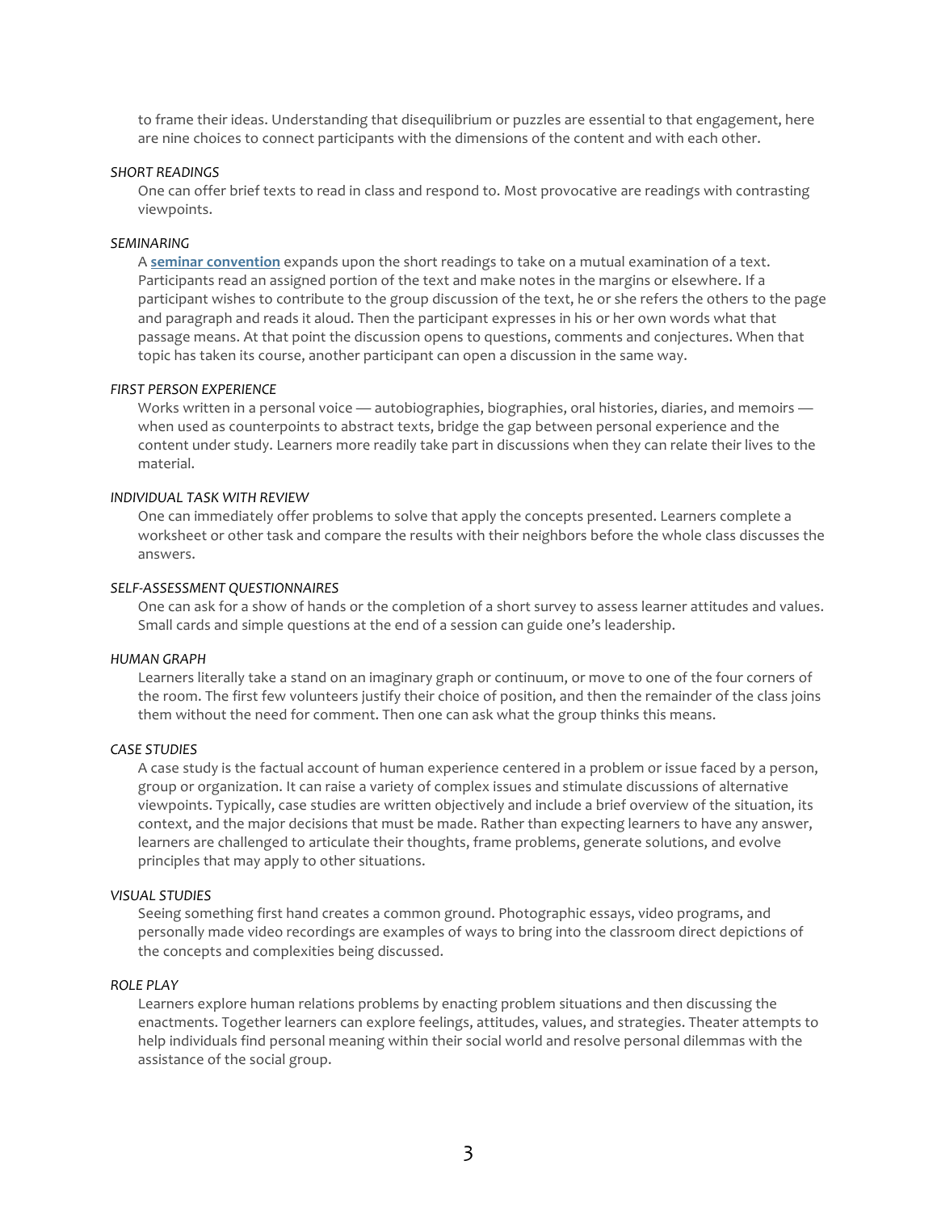to frame their ideas. Understanding that disequilibrium or puzzles are essential to that engagement, here are nine choices to connect participants with the dimensions of the content and with each other.

*SHORT READINGS*

One can offer brief texts to read in class and respond to. Most provocative are readings with contrasting viewpoints.

*SEMINARING*

A **seminar convention** expands upon the short readings to take on a mutual examination of a text. Participants read an assigned portion of the text and make notes in the margins or elsewhere. If a participant wishes to contribute to the group discussion of the text, he or she refers the others to the page and paragraph and reads it aloud. Then the participant expresses in his or her own words what that passage means. At that point the discussion opens to questions, comments and conjectures. When that topic has taken its course, another participant can open a discussion in the same way.

*FIRST PERSON EXPERIENCE*

Works written in a personal voice — autobiographies, biographies, oral histories, diaries, and memoirs — when used as counterpoints to abstract texts, bridge the gap between personal experience and the content under study. Learners more readily take part in discussions when they can relate their lives to the material.

*INDIVIDUAL TASK WITH REVIEW*

One can immediately offer problems to solve that apply the concepts presented. Learners complete a worksheet or other task and compare the results with their neighbors before the whole class discusses the answers.

*SELF-ASSESSMENT QUESTIONNAIRES*

One can ask for a show of hands or the completion of a short survey to assess learner attitudes and values. Small cards and simple questions at the end of a session can guide one's leadership.

*HUMAN GRAPH*

Learners literally take a stand on an imaginary graph or continuum, or move to one of the four corners of the room. The first few volunteers justify their choice of position, and then the remainder of the class joins them without the need for comment. Then one can ask what the group thinks this means.

*CASE STUDIES*

A case study is the factual account of human experience centered in a problem or issue faced by a person, group or organization. It can raise a variety of complex issues and stimulate discussions of alternative viewpoints. Typically, case studies are written objectively and include a brief overview of the situation, its context, and the major decisions that must be made. Rather than expecting learners to have any answer, learners are challenged to articulate their thoughts, frame problems, generate solutions, and evolve principles that may apply to other situations.

*VISUAL STUDIES*

Seeing something first hand creates a common ground. Photographic essays, video programs, and personally made video recordings are examples of ways to bring into the classroom direct depictions of the concepts and complexities being discussed.

*ROLE PLAY*

Learners explore human relations problems by enacting problem situations and then discussing the enactments. Together learners can explore feelings, attitudes, values, and strategies. Theater attempts to help individuals find personal meaning within their social world and resolve personal dilemmas with the assistance of the social group.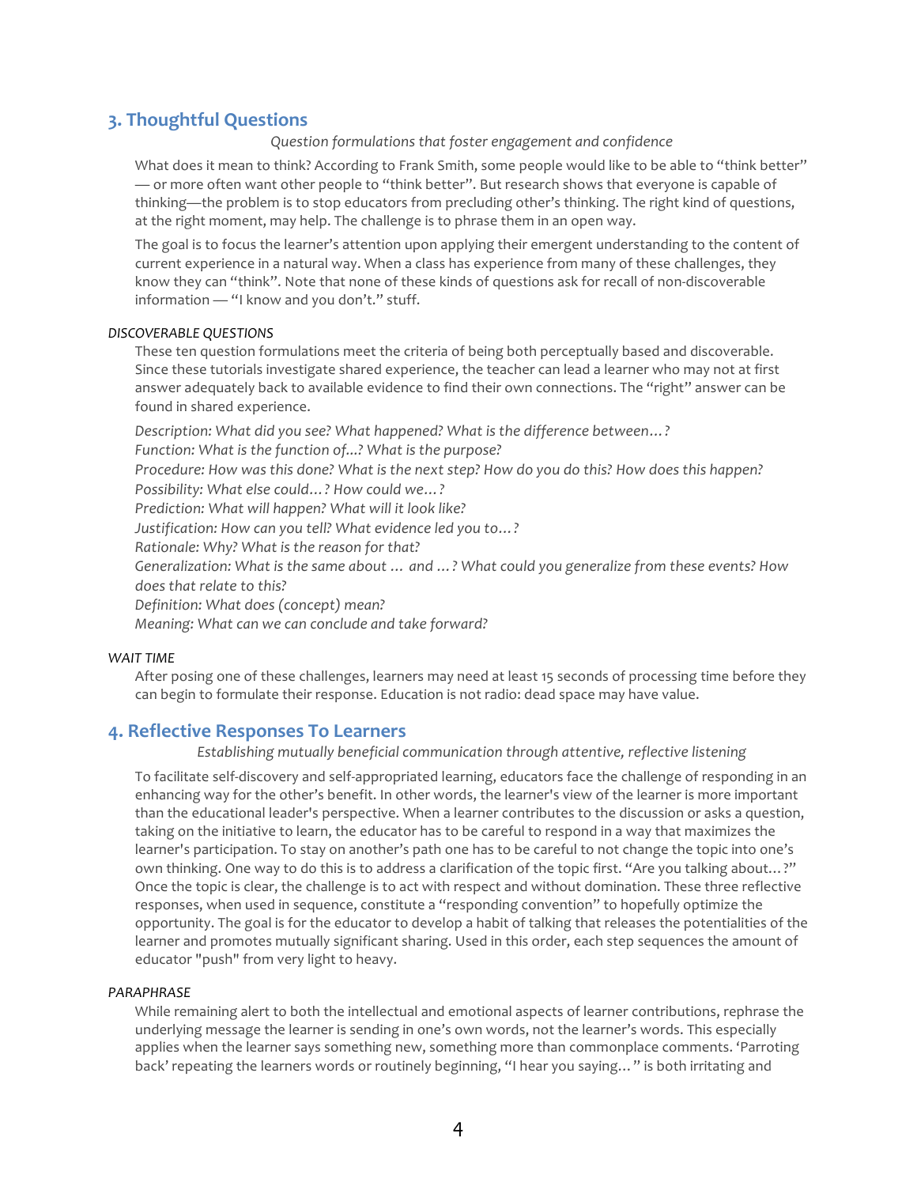## 3. Thoughtful Questions

*Question formulations that foster engagement and confidence*

What does it mean to think? According to Frank Smith, some people would like to be able to "think better" — or more often want other people to "think better". But research shows that everyone is capable of thinking—the problem is to stop educators from precluding other's thinking. The right kind of questions, at the right moment, may help. The challenge is to phrase them in an open way.

The goal is to focus the learner's attention upon applying their emergent understanding to the content of current experience in a natural way. When a class has experience from many of these challenges, they know they can "think". Note that none of these kinds of questions ask for recall of non-discoverable information — "I know and you don't." stuff.

*DISCOVERABLE QUESTIONS*

These ten question formulations meet the criteria of being both perceptually based and discoverable. Since these tutorials investigate shared experience, the teacher can lead a learner who may not at first answer adequately back to available evidence to find their own connections. The "right" answer can be found in shared experience.

*Description: What did you see? What happened? What is the difference between…?*
*Function: What is the function of...? What is the purpose?*
*Procedure: How was this done? What is the next step? How do you do this? How does this happen?*
*Possibility: What else could…? How could we…?*
*Prediction: What will happen? What will it look like?*
*Justification: How can you tell? What evidence led you to…?*
*Rationale: Why? What is the reason for that?*
*Generalization: What is the same about … and …? What could you generalize from these events? How does that relate to this?*
*Definition: What does (concept) mean?*
*Meaning: What can we can conclude and take forward?*

*WAIT TIME*

After posing one of these challenges, learners may need at least 15 seconds of processing time before they can begin to formulate their response. Education is not radio: dead space may have value.

## 4. Reflective Responses To Learners

*Establishing mutually beneficial communication through attentive, reflective listening*

To facilitate self-discovery and self-appropriated learning, educators face the challenge of responding in an enhancing way for the other's benefit. In other words, the learner's view of the learner is more important than the educational leader's perspective. When a learner contributes to the discussion or asks a question, taking on the initiative to learn, the educator has to be careful to respond in a way that maximizes the learner's participation. To stay on another's path one has to be careful to not change the topic into one's own thinking. One way to do this is to address a clarification of the topic first. "Are you talking about…?" Once the topic is clear, the challenge is to act with respect and without domination. These three reflective responses, when used in sequence, constitute a "responding convention" to hopefully optimize the opportunity. The goal is for the educator to develop a habit of talking that releases the potentialities of the learner and promotes mutually significant sharing. Used in this order, each step sequences the amount of educator "push" from very light to heavy.

*PARAPHRASE*

While remaining alert to both the intellectual and emotional aspects of learner contributions, rephrase the underlying message the learner is sending in one's own words, not the learner's words. This especially applies when the learner says something new, something more than commonplace comments. 'Parroting back' repeating the learners words or routinely beginning, "I hear you saying…" is both irritating and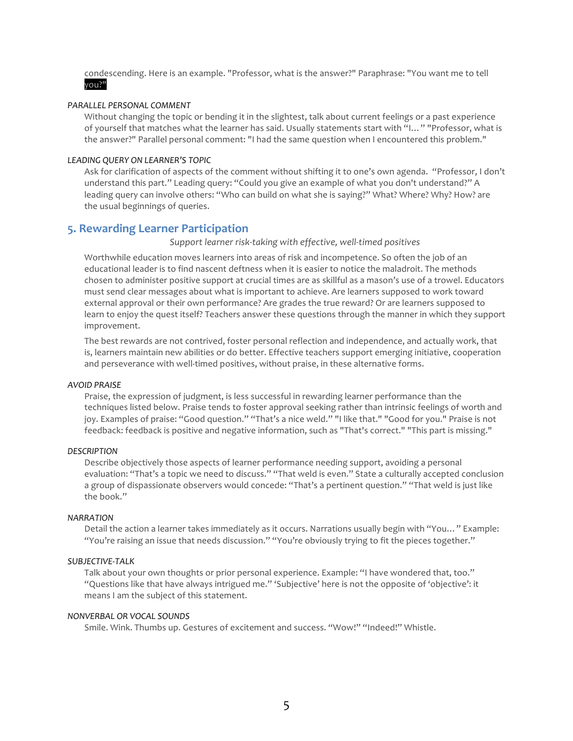condescending. Here is an example. "Professor, what is the answer?" Paraphrase: "You want me to tell you?"

*PARALLEL PERSONAL COMMENT*

Without changing the topic or bending it in the slightest, talk about current feelings or a past experience of yourself that matches what the learner has said. Usually statements start with "I…" "Professor, what is the answer?" Parallel personal comment: "I had the same question when I encountered this problem."

*LEADING QUERY ON LEARNER'S TOPIC*

Ask for clarification of aspects of the comment without shifting it to one's own agenda. "Professor, I don't understand this part." Leading query: "Could you give an example of what you don't understand?" A leading query can involve others: "Who can build on what she is saying?" What? Where? Why? How? are the usual beginnings of queries.

## 5. Rewarding Learner Participation

*Support learner risk-taking with effective, well-timed positives*

Worthwhile education moves learners into areas of risk and incompetence. So often the job of an educational leader is to find nascent deftness when it is easier to notice the maladroit. The methods chosen to administer positive support at crucial times are as skillful as a mason's use of a trowel. Educators must send clear messages about what is important to achieve. Are learners supposed to work toward external approval or their own performance? Are grades the true reward? Or are learners supposed to learn to enjoy the quest itself? Teachers answer these questions through the manner in which they support improvement.

The best rewards are not contrived, foster personal reflection and independence, and actually work, that is, learners maintain new abilities or do better. Effective teachers support emerging initiative, cooperation and perseverance with well-timed positives, without praise, in these alternative forms.

*AVOID PRAISE*

Praise, the expression of judgment, is less successful in rewarding learner performance than the techniques listed below. Praise tends to foster approval seeking rather than intrinsic feelings of worth and joy. Examples of praise: "Good question." "That's a nice weld." "I like that." "Good for you." Praise is not feedback: feedback is positive and negative information, such as "That's correct." "This part is missing."

*DESCRIPTION*

Describe objectively those aspects of learner performance needing support, avoiding a personal evaluation: "That's a topic we need to discuss." "That weld is even." State a culturally accepted conclusion a group of dispassionate observers would concede: "That's a pertinent question." "That weld is just like the book."

*NARRATION*

Detail the action a learner takes immediately as it occurs. Narrations usually begin with "You…" Example: "You're raising an issue that needs discussion." "You're obviously trying to fit the pieces together."

*SUBJECTIVE-TALK*

Talk about your own thoughts or prior personal experience. Example: "I have wondered that, too." "Questions like that have always intrigued me." 'Subjective' here is not the opposite of 'objective': it means I am the subject of this statement.

*NONVERBAL OR VOCAL SOUNDS*

Smile. Wink. Thumbs up. Gestures of excitement and success. "Wow!" "Indeed!" Whistle.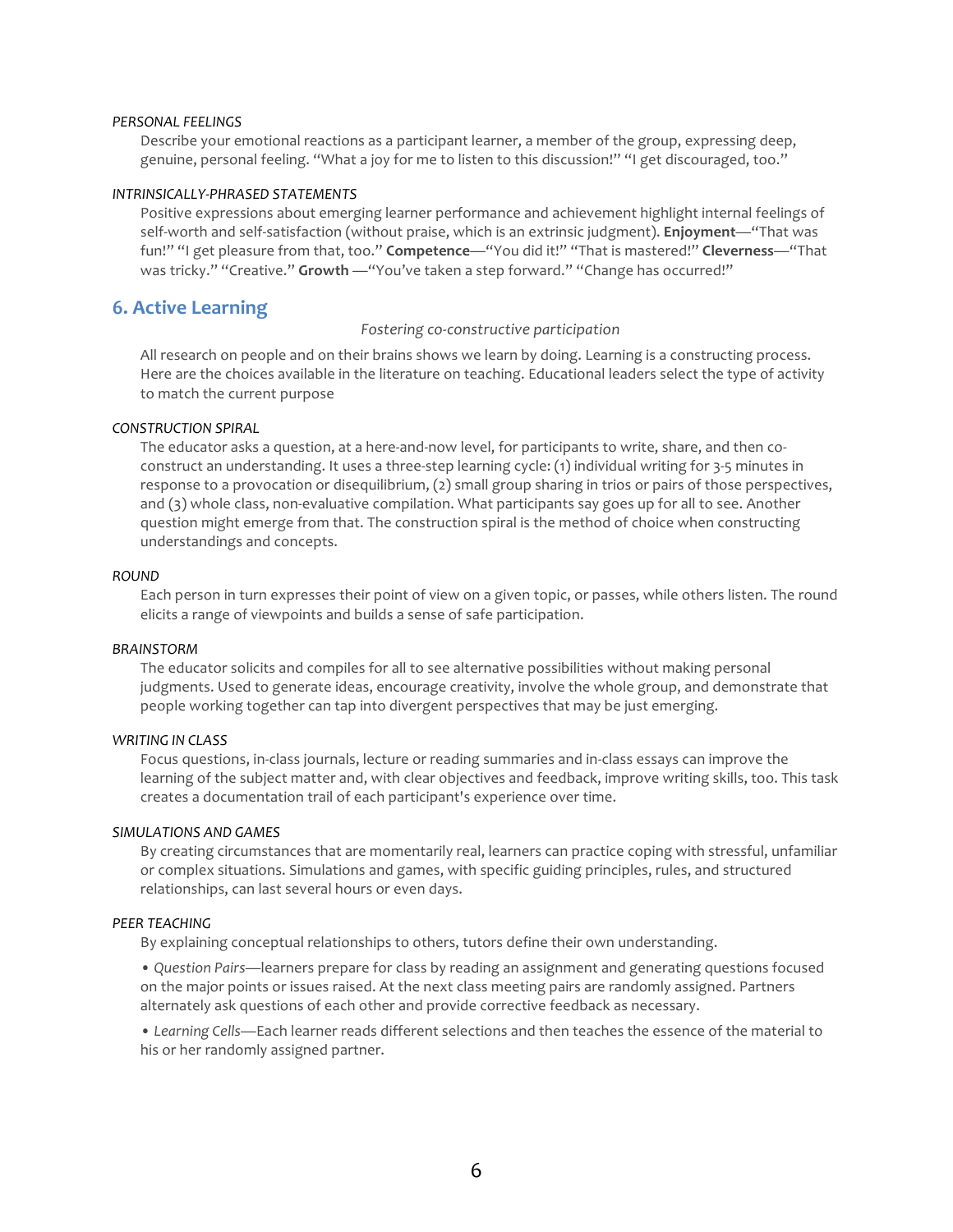*PERSONAL FEELINGS*

Describe your emotional reactions as a participant learner, a member of the group, expressing deep, genuine, personal feeling. "What a joy for me to listen to this discussion!" "I get discouraged, too."

*INTRINSICALLY-PHRASED STATEMENTS*

Positive expressions about emerging learner performance and achievement highlight internal feelings of self-worth and self-satisfaction (without praise, which is an extrinsic judgment). **Enjoyment**—"That was fun!" "I get pleasure from that, too." **Competence**—"You did it!" "That is mastered!" **Cleverness**—"That was tricky." "Creative." **Growth** —"You've taken a step forward." "Change has occurred!"

## 6. Active Learning

*Fostering co-constructive participation*

All research on people and on their brains shows we learn by doing. Learning is a constructing process. Here are the choices available in the literature on teaching. Educational leaders select the type of activity to match the current purpose

*CONSTRUCTION SPIRAL*

The educator asks a question, at a here-and-now level, for participants to write, share, and then co-construct an understanding. It uses a three-step learning cycle: (1) individual writing for 3-5 minutes in response to a provocation or disequilibrium, (2) small group sharing in trios or pairs of those perspectives, and (3) whole class, non-evaluative compilation. What participants say goes up for all to see. Another question might emerge from that. The construction spiral is the method of choice when constructing understandings and concepts.

*ROUND*

Each person in turn expresses their point of view on a given topic, or passes, while others listen. The round elicits a range of viewpoints and builds a sense of safe participation.

*BRAINSTORM*

The educator solicits and compiles for all to see alternative possibilities without making personal judgments. Used to generate ideas, encourage creativity, involve the whole group, and demonstrate that people working together can tap into divergent perspectives that may be just emerging.

*WRITING IN CLASS*

Focus questions, in-class journals, lecture or reading summaries and in-class essays can improve the learning of the subject matter and, with clear objectives and feedback, improve writing skills, too. This task creates a documentation trail of each participant's experience over time.

*SIMULATIONS AND GAMES*

By creating circumstances that are momentarily real, learners can practice coping with stressful, unfamiliar or complex situations. Simulations and games, with specific guiding principles, rules, and structured relationships, can last several hours or even days.

*PEER TEACHING*

By explaining conceptual relationships to others, tutors define their own understanding.

- *Question Pairs*—learners prepare for class by reading an assignment and generating questions focused on the major points or issues raised. At the next class meeting pairs are randomly assigned. Partners alternately ask questions of each other and provide corrective feedback as necessary.

- *Learning Cells*—Each learner reads different selections and then teaches the essence of the material to his or her randomly assigned partner.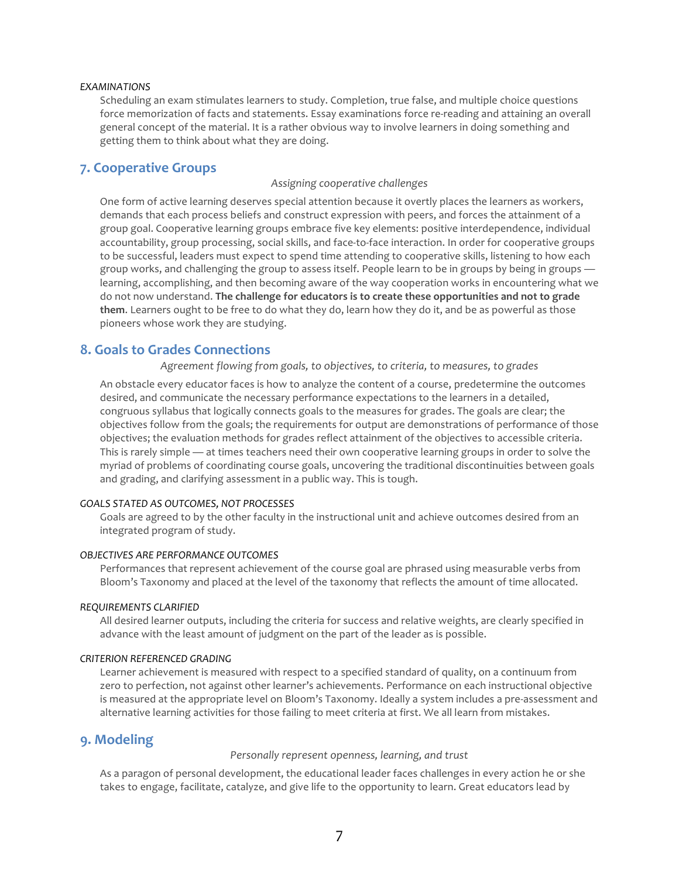*EXAMINATIONS*

Scheduling an exam stimulates learners to study. Completion, true false, and multiple choice questions force memorization of facts and statements. Essay examinations force re-reading and attaining an overall general concept of the material. It is a rather obvious way to involve learners in doing something and getting them to think about what they are doing.

## 7. Cooperative Groups

*Assigning cooperative challenges*

One form of active learning deserves special attention because it overtly places the learners as workers, demands that each process beliefs and construct expression with peers, and forces the attainment of a group goal. Cooperative learning groups embrace five key elements: positive interdependence, individual accountability, group processing, social skills, and face-to-face interaction. In order for cooperative groups to be successful, leaders must expect to spend time attending to cooperative skills, listening to how each group works, and challenging the group to assess itself. People learn to be in groups by being in groups — learning, accomplishing, and then becoming aware of the way cooperation works in encountering what we do not now understand. **The challenge for educators is to create these opportunities and not to grade them**. Learners ought to be free to do what they do, learn how they do it, and be as powerful as those pioneers whose work they are studying.

## 8. Goals to Grades Connections

*Agreement flowing from goals, to objectives, to criteria, to measures, to grades*

An obstacle every educator faces is how to analyze the content of a course, predetermine the outcomes desired, and communicate the necessary performance expectations to the learners in a detailed, congruous syllabus that logically connects goals to the measures for grades. The goals are clear; the objectives follow from the goals; the requirements for output are demonstrations of performance of those objectives; the evaluation methods for grades reflect attainment of the objectives to accessible criteria. This is rarely simple — at times teachers need their own cooperative learning groups in order to solve the myriad of problems of coordinating course goals, uncovering the traditional discontinuities between goals and grading, and clarifying assessment in a public way. This is tough.

*GOALS STATED AS OUTCOMES, NOT PROCESSES*

Goals are agreed to by the other faculty in the instructional unit and achieve outcomes desired from an integrated program of study.

*OBJECTIVES ARE PERFORMANCE OUTCOMES*

Performances that represent achievement of the course goal are phrased using measurable verbs from Bloom's Taxonomy and placed at the level of the taxonomy that reflects the amount of time allocated.

*REQUIREMENTS CLARIFIED*

All desired learner outputs, including the criteria for success and relative weights, are clearly specified in advance with the least amount of judgment on the part of the leader as is possible.

*CRITERION REFERENCED GRADING*

Learner achievement is measured with respect to a specified standard of quality, on a continuum from zero to perfection, not against other learner's achievements. Performance on each instructional objective is measured at the appropriate level on Bloom's Taxonomy. Ideally a system includes a pre-assessment and alternative learning activities for those failing to meet criteria at first. We all learn from mistakes.

## 9. Modeling

*Personally represent openness, learning, and trust*

As a paragon of personal development, the educational leader faces challenges in every action he or she takes to engage, facilitate, catalyze, and give life to the opportunity to learn. Great educators lead by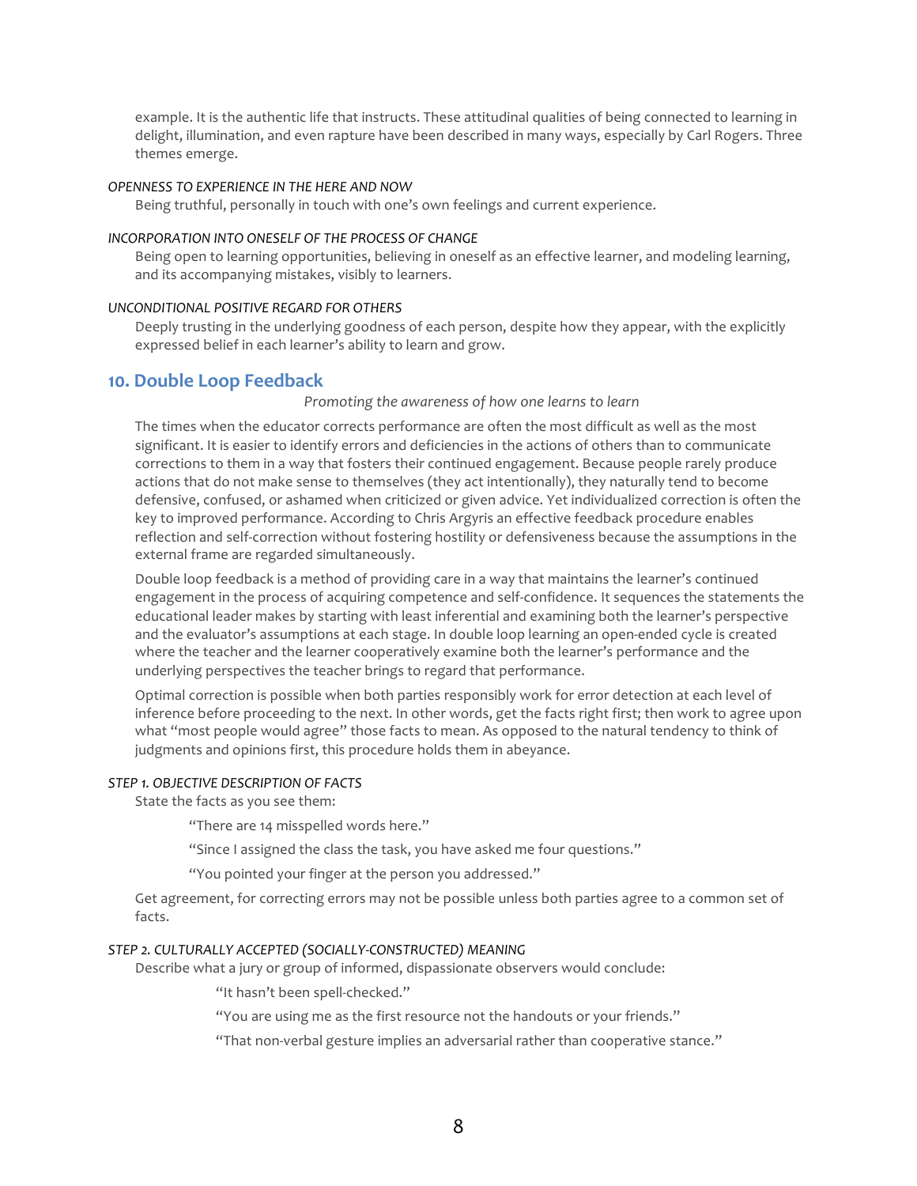example. It is the authentic life that instructs. These attitudinal qualities of being connected to learning in delight, illumination, and even rapture have been described in many ways, especially by Carl Rogers. Three themes emerge.

*OPENNESS TO EXPERIENCE IN THE HERE AND NOW*

Being truthful, personally in touch with one's own feelings and current experience.

*INCORPORATION INTO ONESELF OF THE PROCESS OF CHANGE*

Being open to learning opportunities, believing in oneself as an effective learner, and modeling learning, and its accompanying mistakes, visibly to learners.

*UNCONDITIONAL POSITIVE REGARD FOR OTHERS*

Deeply trusting in the underlying goodness of each person, despite how they appear, with the explicitly expressed belief in each learner's ability to learn and grow.

## 10. Double Loop Feedback

*Promoting the awareness of how one learns to learn*

The times when the educator corrects performance are often the most difficult as well as the most significant. It is easier to identify errors and deficiencies in the actions of others than to communicate corrections to them in a way that fosters their continued engagement. Because people rarely produce actions that do not make sense to themselves (they act intentionally), they naturally tend to become defensive, confused, or ashamed when criticized or given advice. Yet individualized correction is often the key to improved performance. According to Chris Argyris an effective feedback procedure enables reflection and self-correction without fostering hostility or defensiveness because the assumptions in the external frame are regarded simultaneously.

Double loop feedback is a method of providing care in a way that maintains the learner's continued engagement in the process of acquiring competence and self-confidence. It sequences the statements the educational leader makes by starting with least inferential and examining both the learner's perspective and the evaluator's assumptions at each stage. In double loop learning an open-ended cycle is created where the teacher and the learner cooperatively examine both the learner's performance and the underlying perspectives the teacher brings to regard that performance.

Optimal correction is possible when both parties responsibly work for error detection at each level of inference before proceeding to the next. In other words, get the facts right first; then work to agree upon what "most people would agree" those facts to mean. As opposed to the natural tendency to think of judgments and opinions first, this procedure holds them in abeyance.

*STEP 1. OBJECTIVE DESCRIPTION OF FACTS*

State the facts as you see them:

> "There are 14 misspelled words here."
>
> "Since I assigned the class the task, you have asked me four questions."
>
> "You pointed your finger at the person you addressed."

Get agreement, for correcting errors may not be possible unless both parties agree to a common set of facts.

*STEP 2. CULTURALLY ACCEPTED (SOCIALLY-CONSTRUCTED) MEANING*

Describe what a jury or group of informed, dispassionate observers would conclude:

> "It hasn't been spell-checked."
>
> "You are using me as the first resource not the handouts or your friends."
>
> "That non-verbal gesture implies an adversarial rather than cooperative stance."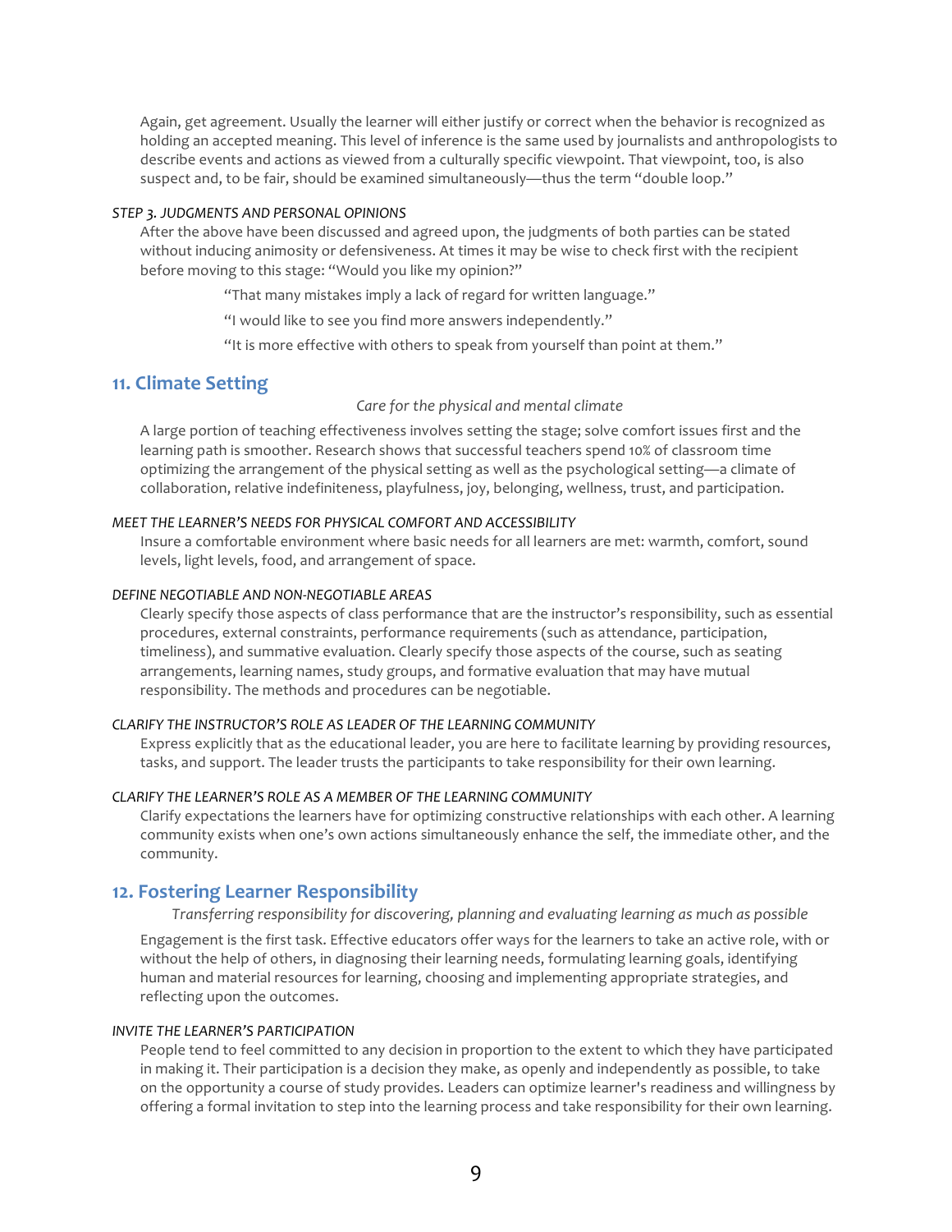Again, get agreement. Usually the learner will either justify or correct when the behavior is recognized as holding an accepted meaning. This level of inference is the same used by journalists and anthropologists to describe events and actions as viewed from a culturally specific viewpoint. That viewpoint, too, is also suspect and, to be fair, should be examined simultaneously—thus the term "double loop."

*STEP 3. JUDGMENTS AND PERSONAL OPINIONS*

After the above have been discussed and agreed upon, the judgments of both parties can be stated without inducing animosity or defensiveness. At times it may be wise to check first with the recipient before moving to this stage: "Would you like my opinion?"

> "That many mistakes imply a lack of regard for written language."
>
> "I would like to see you find more answers independently."
>
> "It is more effective with others to speak from yourself than point at them."

## 11. Climate Setting

*Care for the physical and mental climate*

A large portion of teaching effectiveness involves setting the stage; solve comfort issues first and the learning path is smoother. Research shows that successful teachers spend 10% of classroom time optimizing the arrangement of the physical setting as well as the psychological setting—a climate of collaboration, relative indefiniteness, playfulness, joy, belonging, wellness, trust, and participation.

*MEET THE LEARNER'S NEEDS FOR PHYSICAL COMFORT AND ACCESSIBILITY*

Insure a comfortable environment where basic needs for all learners are met: warmth, comfort, sound levels, light levels, food, and arrangement of space.

*DEFINE NEGOTIABLE AND NON-NEGOTIABLE AREAS*

Clearly specify those aspects of class performance that are the instructor's responsibility, such as essential procedures, external constraints, performance requirements (such as attendance, participation, timeliness), and summative evaluation. Clearly specify those aspects of the course, such as seating arrangements, learning names, study groups, and formative evaluation that may have mutual responsibility. The methods and procedures can be negotiable.

*CLARIFY THE INSTRUCTOR'S ROLE AS LEADER OF THE LEARNING COMMUNITY*

Express explicitly that as the educational leader, you are here to facilitate learning by providing resources, tasks, and support. The leader trusts the participants to take responsibility for their own learning.

*CLARIFY THE LEARNER'S ROLE AS A MEMBER OF THE LEARNING COMMUNITY*

Clarify expectations the learners have for optimizing constructive relationships with each other. A learning community exists when one's own actions simultaneously enhance the self, the immediate other, and the community.

## 12. Fostering Learner Responsibility

*Transferring responsibility for discovering, planning and evaluating learning as much as possible*

Engagement is the first task. Effective educators offer ways for the learners to take an active role, with or without the help of others, in diagnosing their learning needs, formulating learning goals, identifying human and material resources for learning, choosing and implementing appropriate strategies, and reflecting upon the outcomes.

*INVITE THE LEARNER'S PARTICIPATION*

People tend to feel committed to any decision in proportion to the extent to which they have participated in making it. Their participation is a decision they make, as openly and independently as possible, to take on the opportunity a course of study provides. Leaders can optimize learner's readiness and willingness by offering a formal invitation to step into the learning process and take responsibility for their own learning.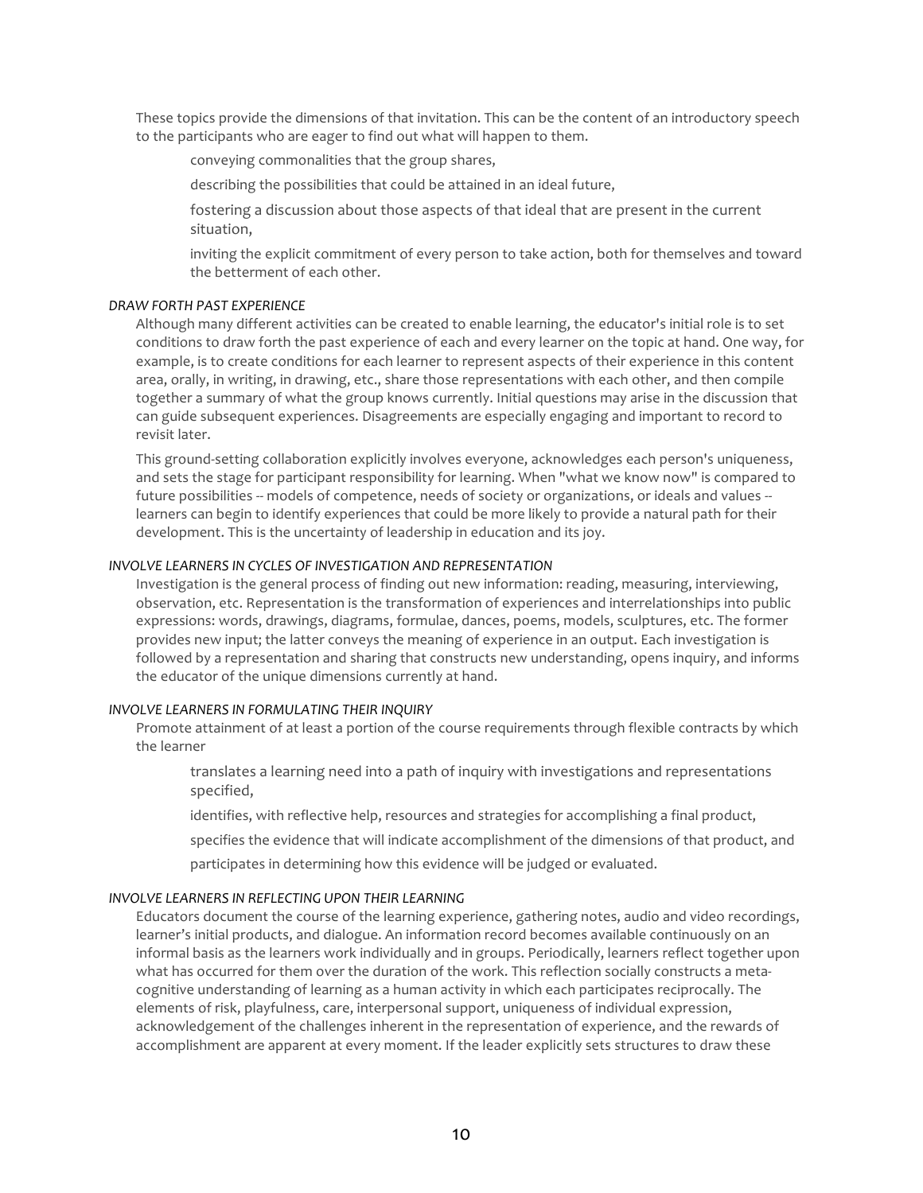These topics provide the dimensions of that invitation. This can be the content of an introductory speech to the participants who are eager to find out what will happen to them.

- conveying commonalities that the group shares,
- describing the possibilities that could be attained in an ideal future,
- fostering a discussion about those aspects of that ideal that are present in the current situation,
- inviting the explicit commitment of every person to take action, both for themselves and toward the betterment of each other.

### *DRAW FORTH PAST EXPERIENCE*

Although many different activities can be created to enable learning, the educator's initial role is to set conditions to draw forth the past experience of each and every learner on the topic at hand. One way, for example, is to create conditions for each learner to represent aspects of their experience in this content area, orally, in writing, in drawing, etc., share those representations with each other, and then compile together a summary of what the group knows currently. Initial questions may arise in the discussion that can guide subsequent experiences. Disagreements are especially engaging and important to record to revisit later.

This ground-setting collaboration explicitly involves everyone, acknowledges each person's uniqueness, and sets the stage for participant responsibility for learning. When "what we know now" is compared to future possibilities -- models of competence, needs of society or organizations, or ideals and values -- learners can begin to identify experiences that could be more likely to provide a natural path for their development. This is the uncertainty of leadership in education and its joy.

### *INVOLVE LEARNERS IN CYCLES OF INVESTIGATION AND REPRESENTATION*

Investigation is the general process of finding out new information: reading, measuring, interviewing, observation, etc. Representation is the transformation of experiences and interrelationships into public expressions: words, drawings, diagrams, formulae, dances, poems, models, sculptures, etc. The former provides new input; the latter conveys the meaning of experience in an output. Each investigation is followed by a representation and sharing that constructs new understanding, opens inquiry, and informs the educator of the unique dimensions currently at hand.

### *INVOLVE LEARNERS IN FORMULATING THEIR INQUIRY*

Promote attainment of at least a portion of the course requirements through flexible contracts by which the learner

- translates a learning need into a path of inquiry with investigations and representations specified,
- identifies, with reflective help, resources and strategies for accomplishing a final product,
- specifies the evidence that will indicate accomplishment of the dimensions of that product, and
- participates in determining how this evidence will be judged or evaluated.

### *INVOLVE LEARNERS IN REFLECTING UPON THEIR LEARNING*

Educators document the course of the learning experience, gathering notes, audio and video recordings, learner's initial products, and dialogue. An information record becomes available continuously on an informal basis as the learners work individually and in groups. Periodically, learners reflect together upon what has occurred for them over the duration of the work. This reflection socially constructs a meta-cognitive understanding of learning as a human activity in which each participates reciprocally. The elements of risk, playfulness, care, interpersonal support, uniqueness of individual expression, acknowledgement of the challenges inherent in the representation of experience, and the rewards of accomplishment are apparent at every moment. If the leader explicitly sets structures to draw these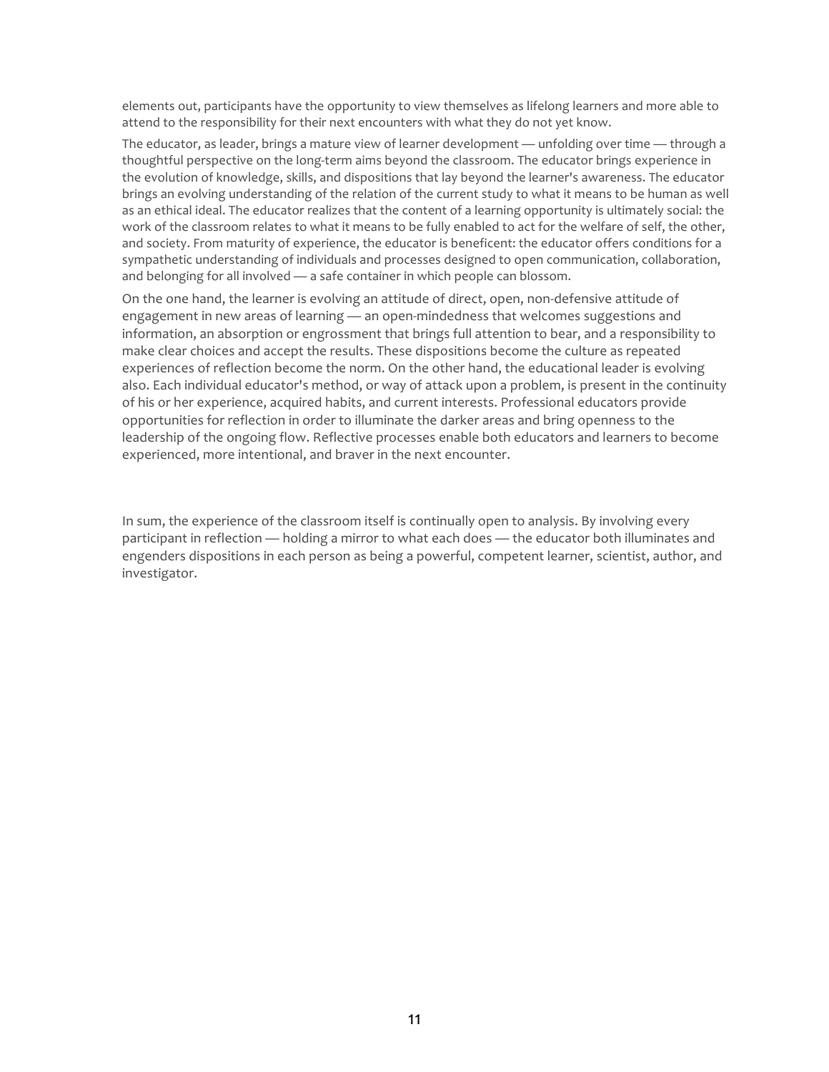elements out, participants have the opportunity to view themselves as lifelong learners and more able to attend to the responsibility for their next encounters with what they do not yet know.

The educator, as leader, brings a mature view of learner development — unfolding over time — through a thoughtful perspective on the long-term aims beyond the classroom. The educator brings experience in the evolution of knowledge, skills, and dispositions that lay beyond the learner's awareness. The educator brings an evolving understanding of the relation of the current study to what it means to be human as well as an ethical ideal. The educator realizes that the content of a learning opportunity is ultimately social: the work of the classroom relates to what it means to be fully enabled to act for the welfare of self, the other, and society. From maturity of experience, the educator is beneficent: the educator offers conditions for a sympathetic understanding of individuals and processes designed to open communication, collaboration, and belonging for all involved — a safe container in which people can blossom.

On the one hand, the learner is evolving an attitude of direct, open, non-defensive attitude of engagement in new areas of learning — an open-mindedness that welcomes suggestions and information, an absorption or engrossment that brings full attention to bear, and a responsibility to make clear choices and accept the results. These dispositions become the culture as repeated experiences of reflection become the norm. On the other hand, the educational leader is evolving also. Each individual educator's method, or way of attack upon a problem, is present in the continuity of his or her experience, acquired habits, and current interests. Professional educators provide opportunities for reflection in order to illuminate the darker areas and bring openness to the leadership of the ongoing flow. Reflective processes enable both educators and learners to become experienced, more intentional, and braver in the next encounter.

In sum, the experience of the classroom itself is continually open to analysis. By involving every participant in reflection — holding a mirror to what each does — the educator both illuminates and engenders dispositions in each person as being a powerful, competent learner, scientist, author, and investigator.